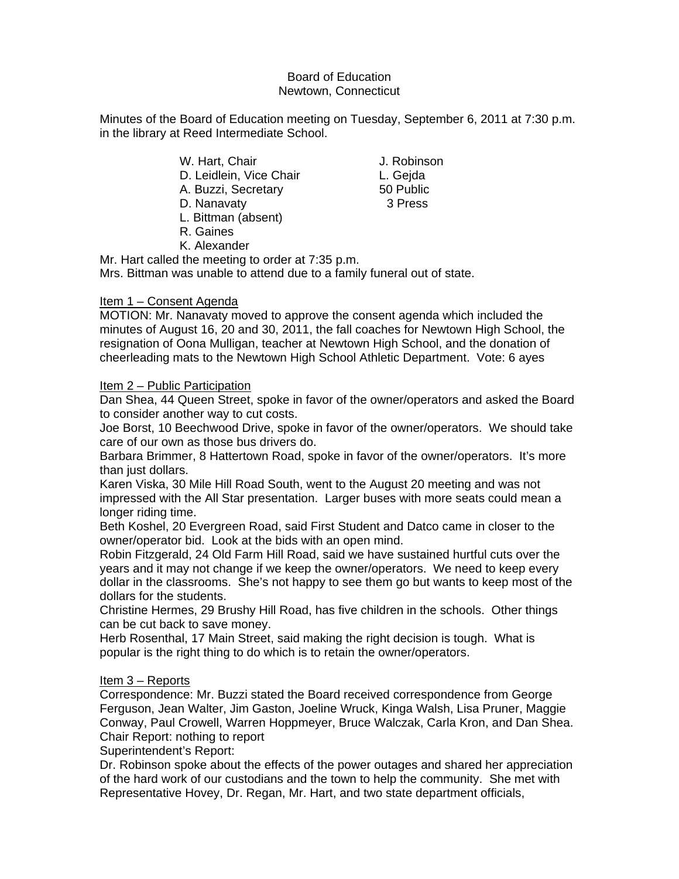Board of Education
Newtown, Connecticut

Minutes of the Board of Education meeting on Tuesday, September 6, 2011 at 7:30 p.m. in the library at Reed Intermediate School.

| | |
|---|---|
| W. Hart, Chair | J. Robinson |
| D. Leidlein, Vice Chair | L. Gejda |
| A. Buzzi, Secretary | 50 Public |
| D. Nanavaty | 3 Press |
| L. Bittman (absent) | |
| R. Gaines | |
| K. Alexander | |

Mr. Hart called the meeting to order at 7:35 p.m.
Mrs. Bittman was unable to attend due to a family funeral out of state.

Item 1 – Consent Agenda

MOTION: Mr. Nanavaty moved to approve the consent agenda which included the minutes of August 16, 20 and 30, 2011, the fall coaches for Newtown High School, the resignation of Oona Mulligan, teacher at Newtown High School, and the donation of cheerleading mats to the Newtown High School Athletic Department. Vote: 6 ayes

Item 2 – Public Participation

Dan Shea, 44 Queen Street, spoke in favor of the owner/operators and asked the Board to consider another way to cut costs.

Joe Borst, 10 Beechwood Drive, spoke in favor of the owner/operators. We should take care of our own as those bus drivers do.

Barbara Brimmer, 8 Hattertown Road, spoke in favor of the owner/operators. It's more than just dollars.

Karen Viska, 30 Mile Hill Road South, went to the August 20 meeting and was not impressed with the All Star presentation. Larger buses with more seats could mean a longer riding time.

Beth Koshel, 20 Evergreen Road, said First Student and Datco came in closer to the owner/operator bid. Look at the bids with an open mind.

Robin Fitzgerald, 24 Old Farm Hill Road, said we have sustained hurtful cuts over the years and it may not change if we keep the owner/operators. We need to keep every dollar in the classrooms. She's not happy to see them go but wants to keep most of the dollars for the students.

Christine Hermes, 29 Brushy Hill Road, has five children in the schools. Other things can be cut back to save money.

Herb Rosenthal, 17 Main Street, said making the right decision is tough. What is popular is the right thing to do which is to retain the owner/operators.

Item 3 – Reports

Correspondence: Mr. Buzzi stated the Board received correspondence from George Ferguson, Jean Walter, Jim Gaston, Joeline Wruck, Kinga Walsh, Lisa Pruner, Maggie Conway, Paul Crowell, Warren Hoppmeyer, Bruce Walczak, Carla Kron, and Dan Shea.

Chair Report: nothing to report

Superintendent's Report:

Dr. Robinson spoke about the effects of the power outages and shared her appreciation of the hard work of our custodians and the town to help the community. She met with Representative Hovey, Dr. Regan, Mr. Hart, and two state department officials,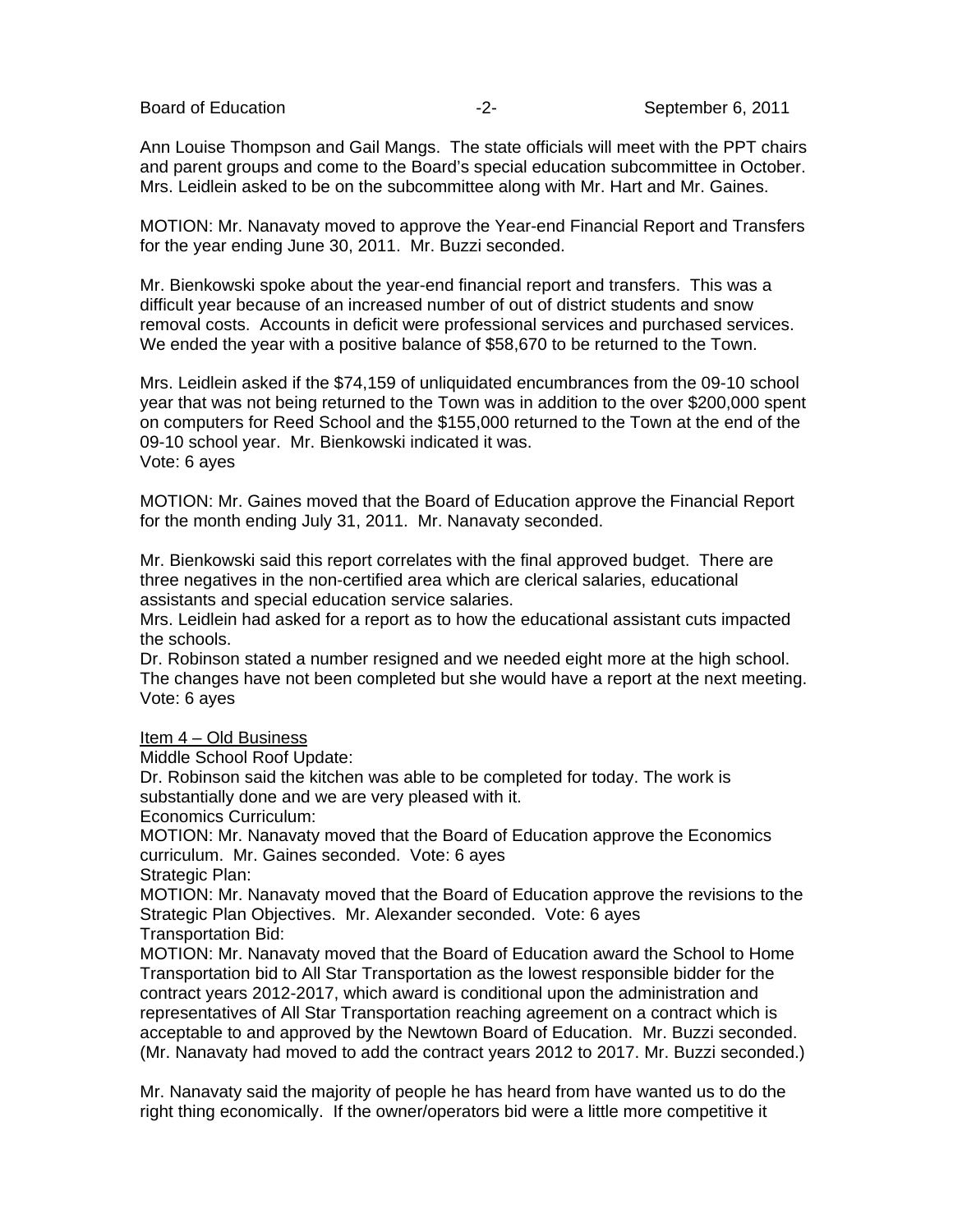Ann Louise Thompson and Gail Mangs. The state officials will meet with the PPT chairs and parent groups and come to the Board's special education subcommittee in October. Mrs. Leidlein asked to be on the subcommittee along with Mr. Hart and Mr. Gaines.

MOTION: Mr. Nanavaty moved to approve the Year-end Financial Report and Transfers for the year ending June 30, 2011. Mr. Buzzi seconded.

Mr. Bienkowski spoke about the year-end financial report and transfers. This was a difficult year because of an increased number of out of district students and snow removal costs. Accounts in deficit were professional services and purchased services. We ended the year with a positive balance of $58,670 to be returned to the Town.

Mrs. Leidlein asked if the $74,159 of unliquidated encumbrances from the 09-10 school year that was not being returned to the Town was in addition to the over $200,000 spent on computers for Reed School and the $155,000 returned to the Town at the end of the 09-10 school year. Mr. Bienkowski indicated it was.
Vote: 6 ayes

MOTION: Mr. Gaines moved that the Board of Education approve the Financial Report for the month ending July 31, 2011. Mr. Nanavaty seconded.

Mr. Bienkowski said this report correlates with the final approved budget. There are three negatives in the non-certified area which are clerical salaries, educational assistants and special education service salaries.
Mrs. Leidlein had asked for a report as to how the educational assistant cuts impacted the schools.
Dr. Robinson stated a number resigned and we needed eight more at the high school. The changes have not been completed but she would have a report at the next meeting.
Vote: 6 ayes

Item 4 – Old Business
Middle School Roof Update:
Dr. Robinson said the kitchen was able to be completed for today. The work is substantially done and we are very pleased with it.
Economics Curriculum:
MOTION: Mr. Nanavaty moved that the Board of Education approve the Economics curriculum. Mr. Gaines seconded. Vote: 6 ayes
Strategic Plan:
MOTION: Mr. Nanavaty moved that the Board of Education approve the revisions to the Strategic Plan Objectives. Mr. Alexander seconded. Vote: 6 ayes
Transportation Bid:
MOTION: Mr. Nanavaty moved that the Board of Education award the School to Home Transportation bid to All Star Transportation as the lowest responsible bidder for the contract years 2012-2017, which award is conditional upon the administration and representatives of All Star Transportation reaching agreement on a contract which is acceptable to and approved by the Newtown Board of Education. Mr. Buzzi seconded. (Mr. Nanavaty had moved to add the contract years 2012 to 2017. Mr. Buzzi seconded.)

Mr. Nanavaty said the majority of people he has heard from have wanted us to do the right thing economically. If the owner/operators bid were a little more competitive it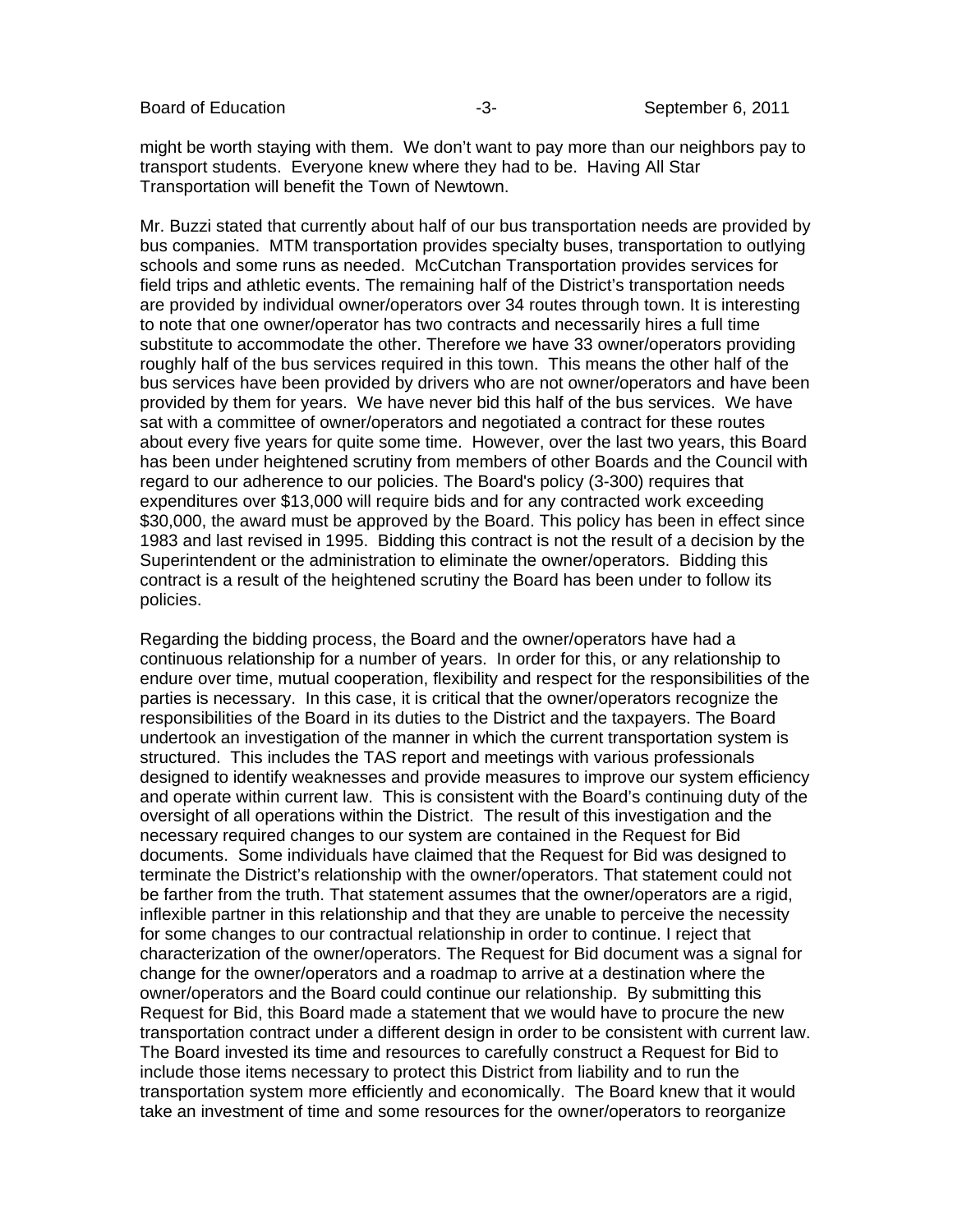might be worth staying with them. We don't want to pay more than our neighbors pay to transport students. Everyone knew where they had to be. Having All Star Transportation will benefit the Town of Newtown.

Mr. Buzzi stated that currently about half of our bus transportation needs are provided by bus companies. MTM transportation provides specialty buses, transportation to outlying schools and some runs as needed. McCutchan Transportation provides services for field trips and athletic events. The remaining half of the District's transportation needs are provided by individual owner/operators over 34 routes through town. It is interesting to note that one owner/operator has two contracts and necessarily hires a full time substitute to accommodate the other. Therefore we have 33 owner/operators providing roughly half of the bus services required in this town. This means the other half of the bus services have been provided by drivers who are not owner/operators and have been provided by them for years. We have never bid this half of the bus services. We have sat with a committee of owner/operators and negotiated a contract for these routes about every five years for quite some time. However, over the last two years, this Board has been under heightened scrutiny from members of other Boards and the Council with regard to our adherence to our policies. The Board's policy (3-300) requires that expenditures over $13,000 will require bids and for any contracted work exceeding $30,000, the award must be approved by the Board. This policy has been in effect since 1983 and last revised in 1995. Bidding this contract is not the result of a decision by the Superintendent or the administration to eliminate the owner/operators. Bidding this contract is a result of the heightened scrutiny the Board has been under to follow its policies.

Regarding the bidding process, the Board and the owner/operators have had a continuous relationship for a number of years. In order for this, or any relationship to endure over time, mutual cooperation, flexibility and respect for the responsibilities of the parties is necessary. In this case, it is critical that the owner/operators recognize the responsibilities of the Board in its duties to the District and the taxpayers. The Board undertook an investigation of the manner in which the current transportation system is structured. This includes the TAS report and meetings with various professionals designed to identify weaknesses and provide measures to improve our system efficiency and operate within current law. This is consistent with the Board's continuing duty of the oversight of all operations within the District. The result of this investigation and the necessary required changes to our system are contained in the Request for Bid documents. Some individuals have claimed that the Request for Bid was designed to terminate the District's relationship with the owner/operators. That statement could not be farther from the truth. That statement assumes that the owner/operators are a rigid, inflexible partner in this relationship and that they are unable to perceive the necessity for some changes to our contractual relationship in order to continue. I reject that characterization of the owner/operators. The Request for Bid document was a signal for change for the owner/operators and a roadmap to arrive at a destination where the owner/operators and the Board could continue our relationship. By submitting this Request for Bid, this Board made a statement that we would have to procure the new transportation contract under a different design in order to be consistent with current law. The Board invested its time and resources to carefully construct a Request for Bid to include those items necessary to protect this District from liability and to run the transportation system more efficiently and economically. The Board knew that it would take an investment of time and some resources for the owner/operators to reorganize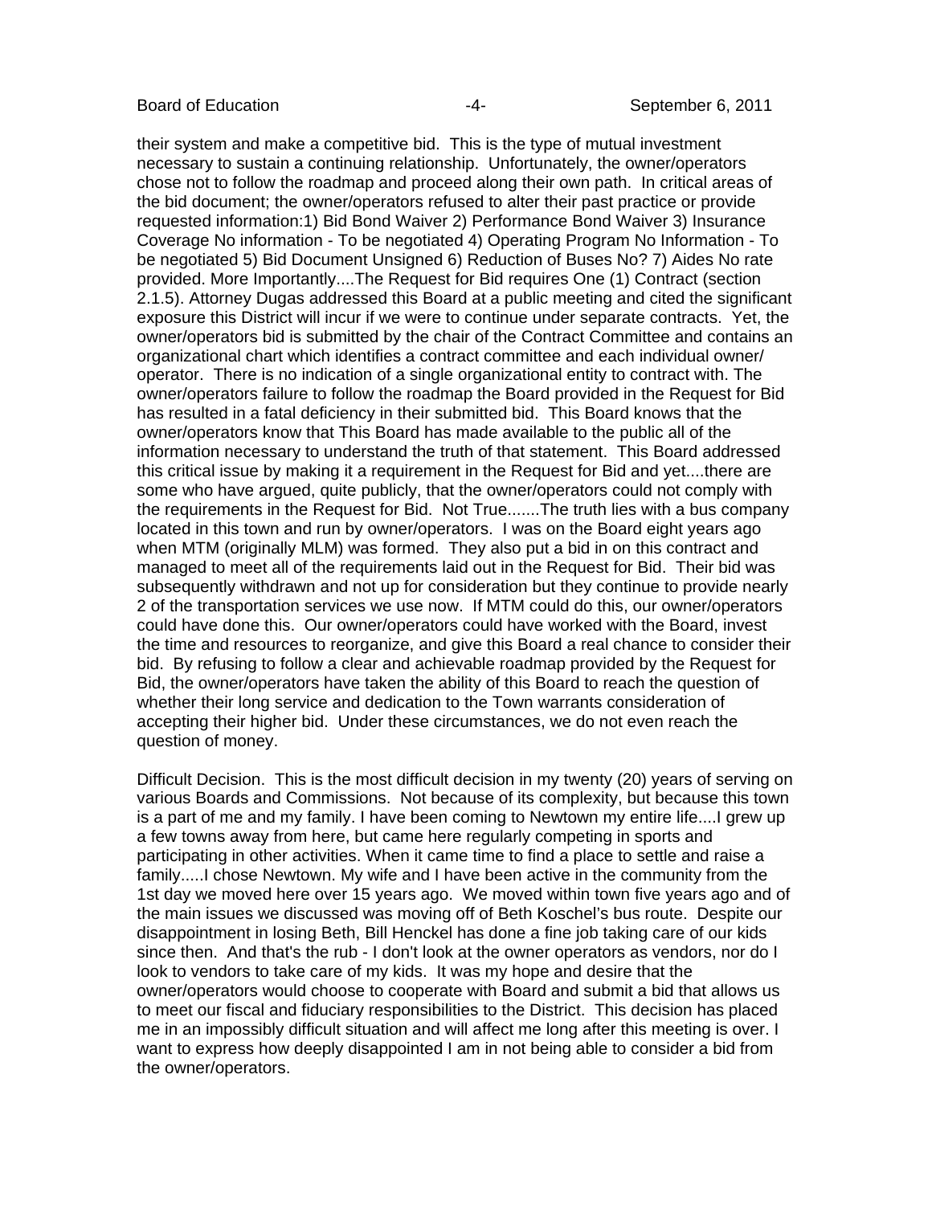their system and make a competitive bid. This is the type of mutual investment necessary to sustain a continuing relationship. Unfortunately, the owner/operators chose not to follow the roadmap and proceed along their own path. In critical areas of the bid document; the owner/operators refused to alter their past practice or provide requested information:1) Bid Bond Waiver 2) Performance Bond Waiver 3) Insurance Coverage No information - To be negotiated 4) Operating Program No Information - To be negotiated 5) Bid Document Unsigned 6) Reduction of Buses No? 7) Aides No rate provided. More Importantly....The Request for Bid requires One (1) Contract (section 2.1.5). Attorney Dugas addressed this Board at a public meeting and cited the significant exposure this District will incur if we were to continue under separate contracts. Yet, the owner/operators bid is submitted by the chair of the Contract Committee and contains an organizational chart which identifies a contract committee and each individual owner/ operator. There is no indication of a single organizational entity to contract with. The owner/operators failure to follow the roadmap the Board provided in the Request for Bid has resulted in a fatal deficiency in their submitted bid. This Board knows that the owner/operators know that This Board has made available to the public all of the information necessary to understand the truth of that statement. This Board addressed this critical issue by making it a requirement in the Request for Bid and yet....there are some who have argued, quite publicly, that the owner/operators could not comply with the requirements in the Request for Bid. Not True.......The truth lies with a bus company located in this town and run by owner/operators. I was on the Board eight years ago when MTM (originally MLM) was formed. They also put a bid in on this contract and managed to meet all of the requirements laid out in the Request for Bid. Their bid was subsequently withdrawn and not up for consideration but they continue to provide nearly 2 of the transportation services we use now. If MTM could do this, our owner/operators could have done this. Our owner/operators could have worked with the Board, invest the time and resources to reorganize, and give this Board a real chance to consider their bid. By refusing to follow a clear and achievable roadmap provided by the Request for Bid, the owner/operators have taken the ability of this Board to reach the question of whether their long service and dedication to the Town warrants consideration of accepting their higher bid. Under these circumstances, we do not even reach the question of money.

Difficult Decision. This is the most difficult decision in my twenty (20) years of serving on various Boards and Commissions. Not because of its complexity, but because this town is a part of me and my family. I have been coming to Newtown my entire life....I grew up a few towns away from here, but came here regularly competing in sports and participating in other activities. When it came time to find a place to settle and raise a family.....I chose Newtown. My wife and I have been active in the community from the 1st day we moved here over 15 years ago. We moved within town five years ago and of the main issues we discussed was moving off of Beth Koschel's bus route. Despite our disappointment in losing Beth, Bill Henckel has done a fine job taking care of our kids since then. And that's the rub - I don't look at the owner operators as vendors, nor do I look to vendors to take care of my kids. It was my hope and desire that the owner/operators would choose to cooperate with Board and submit a bid that allows us to meet our fiscal and fiduciary responsibilities to the District. This decision has placed me in an impossibly difficult situation and will affect me long after this meeting is over. I want to express how deeply disappointed I am in not being able to consider a bid from the owner/operators.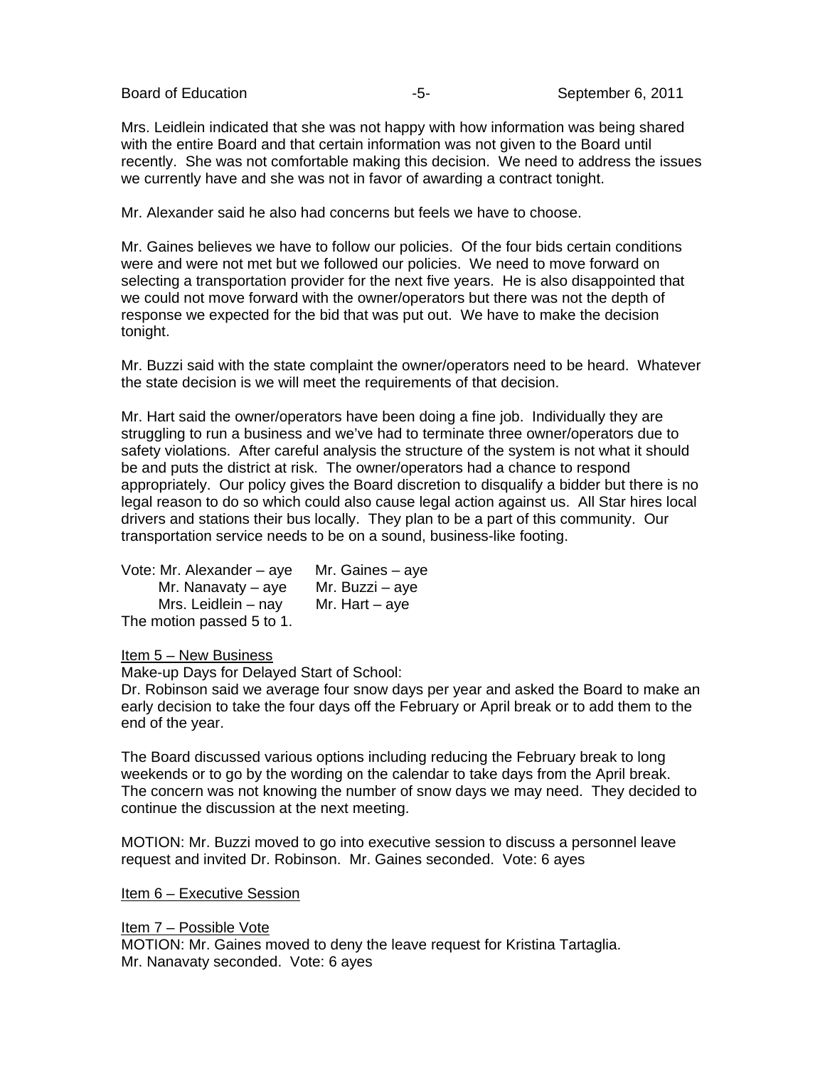Mrs. Leidlein indicated that she was not happy with how information was being shared with the entire Board and that certain information was not given to the Board until recently. She was not comfortable making this decision. We need to address the issues we currently have and she was not in favor of awarding a contract tonight.

Mr. Alexander said he also had concerns but feels we have to choose.

Mr. Gaines believes we have to follow our policies. Of the four bids certain conditions were and were not met but we followed our policies. We need to move forward on selecting a transportation provider for the next five years. He is also disappointed that we could not move forward with the owner/operators but there was not the depth of response we expected for the bid that was put out. We have to make the decision tonight.

Mr. Buzzi said with the state complaint the owner/operators need to be heard. Whatever the state decision is we will meet the requirements of that decision.

Mr. Hart said the owner/operators have been doing a fine job. Individually they are struggling to run a business and we've had to terminate three owner/operators due to safety violations. After careful analysis the structure of the system is not what it should be and puts the district at risk. The owner/operators had a chance to respond appropriately. Our policy gives the Board discretion to disqualify a bidder but there is no legal reason to do so which could also cause legal action against us. All Star hires local drivers and stations their bus locally. They plan to be a part of this community. Our transportation service needs to be on a sound, business-like footing.

Vote: Mr. Alexander – aye     Mr. Gaines – aye
Mr. Nanavaty – aye     Mr. Buzzi – aye
Mrs. Leidlein – nay     Mr. Hart – aye
The motion passed 5 to 1.

Item 5 – New Business

Make-up Days for Delayed Start of School:
Dr. Robinson said we average four snow days per year and asked the Board to make an early decision to take the four days off the February or April break or to add them to the end of the year.

The Board discussed various options including reducing the February break to long weekends or to go by the wording on the calendar to take days from the April break. The concern was not knowing the number of snow days we may need. They decided to continue the discussion at the next meeting.

MOTION: Mr. Buzzi moved to go into executive session to discuss a personnel leave request and invited Dr. Robinson. Mr. Gaines seconded. Vote: 6 ayes

Item 6 – Executive Session

Item 7 – Possible Vote

MOTION: Mr. Gaines moved to deny the leave request for Kristina Tartaglia. Mr. Nanavaty seconded. Vote: 6 ayes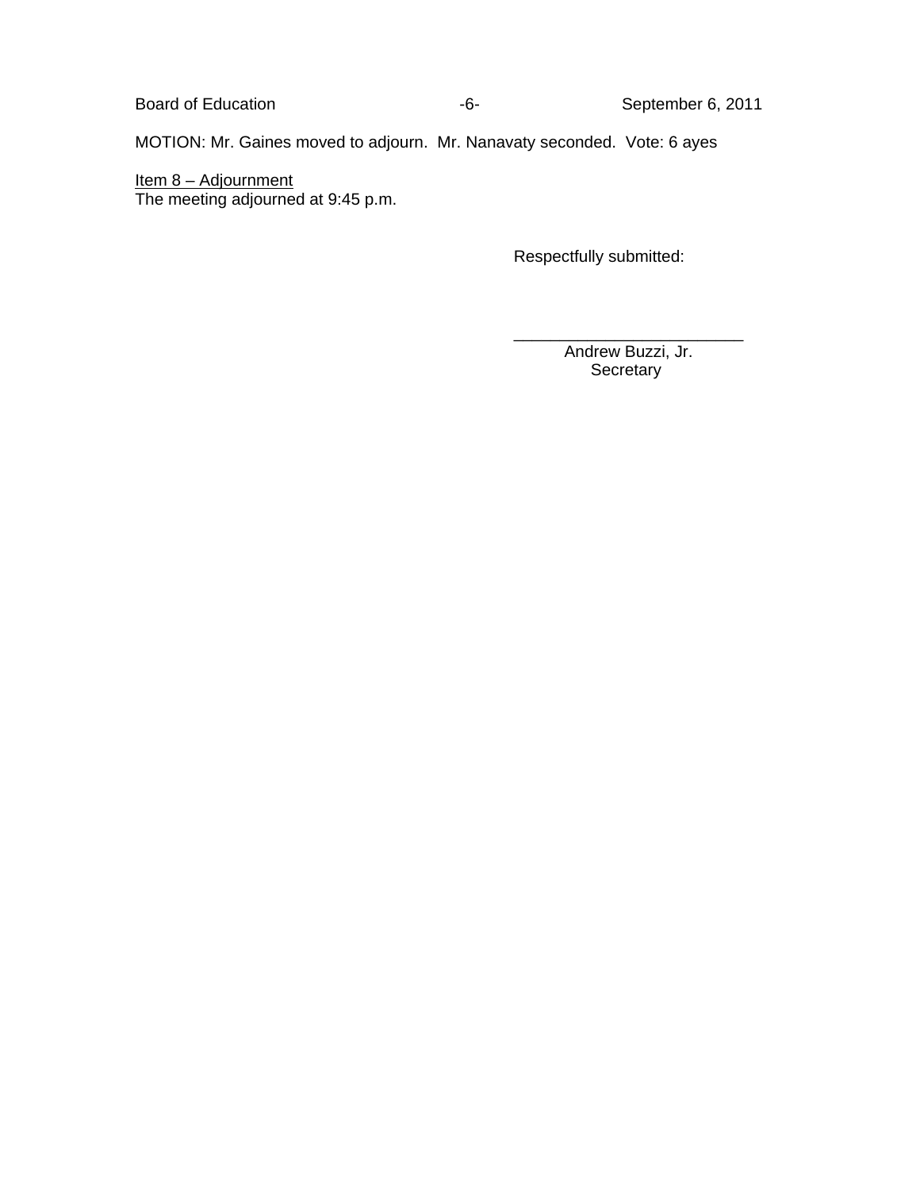MOTION: Mr. Gaines moved to adjourn. Mr. Nanavaty seconded. Vote: 6 ayes

Item 8 – Adjournment
The meeting adjourned at 9:45 p.m.

Respectfully submitted:

\_\_\_\_\_\_\_\_\_\_\_\_\_\_\_\_\_\_\_\_\_\_\_\_\_

Andrew Buzzi, Jr.
Secretary